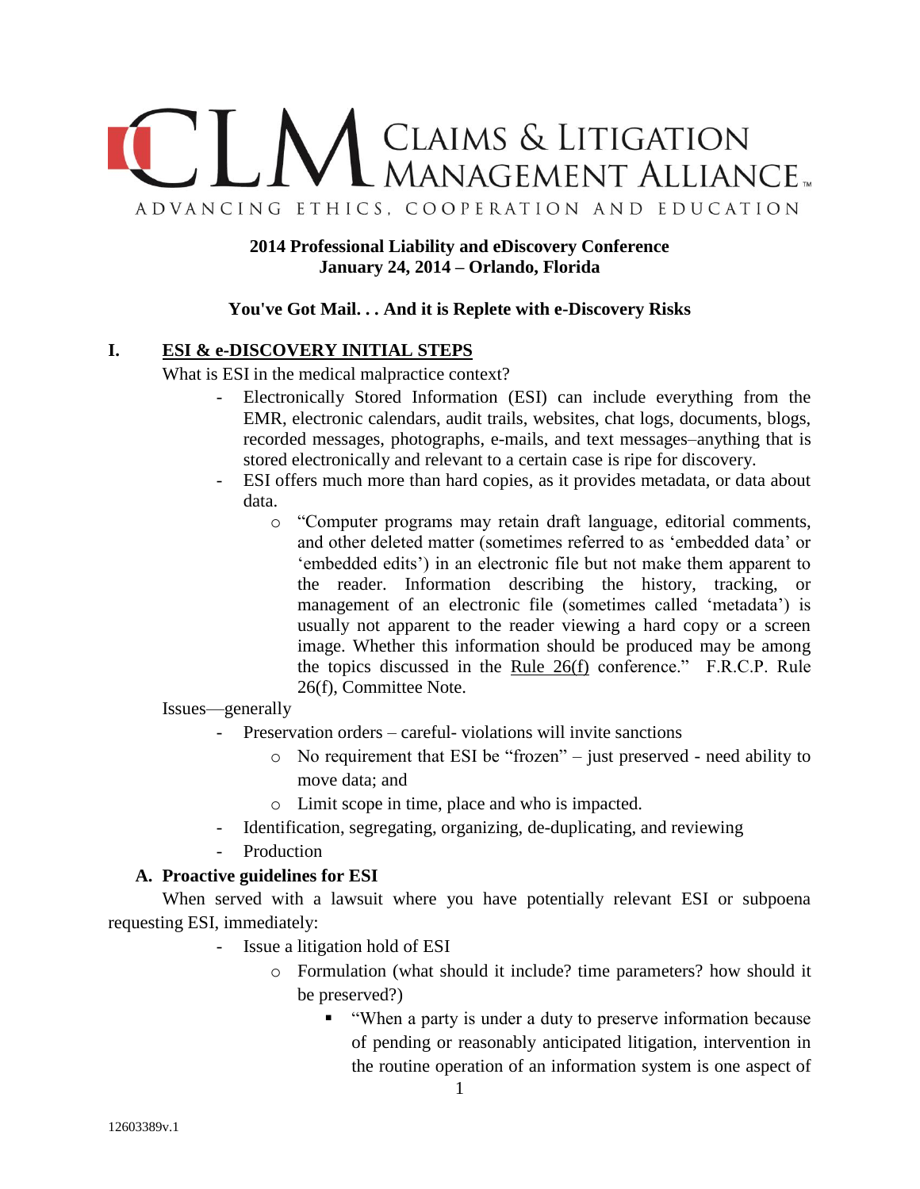# CLM Claims & Litigation Management Alliance

ADVANCING ETHICS, COOPERATION AND EDUCATION

**2014 Professional Liability and eDiscovery Conference**
**January 24, 2014 – Orlando, Florida**

**You've Got Mail. . . And it is Replete with e-Discovery Risks**

## I. ESI & e-DISCOVERY INITIAL STEPS

What is ESI in the medical malpractice context?

- Electronically Stored Information (ESI) can include everything from the EMR, electronic calendars, audit trails, websites, chat logs, documents, blogs, recorded messages, photographs, e-mails, and text messages–anything that is stored electronically and relevant to a certain case is ripe for discovery.
- ESI offers much more than hard copies, as it provides metadata, or data about data.
  - "Computer programs may retain draft language, editorial comments, and other deleted matter (sometimes referred to as 'embedded data' or 'embedded edits') in an electronic file but not make them apparent to the reader. Information describing the history, tracking, or management of an electronic file (sometimes called 'metadata') is usually not apparent to the reader viewing a hard copy or a screen image. Whether this information should be produced may be among the topics discussed in the Rule 26(f) conference." F.R.C.P. Rule 26(f), Committee Note.

Issues—generally

- Preservation orders – careful- violations will invite sanctions
  - No requirement that ESI be "frozen" – just preserved - need ability to move data; and
  - Limit scope in time, place and who is impacted.
- Identification, segregating, organizing, de-duplicating, and reviewing
- Production

### A. Proactive guidelines for ESI

When served with a lawsuit where you have potentially relevant ESI or subpoena requesting ESI, immediately:

- Issue a litigation hold of ESI
  - Formulation (what should it include? time parameters? how should it be preserved?)
    - "When a party is under a duty to preserve information because of pending or reasonably anticipated litigation, intervention in the routine operation of an information system is one aspect of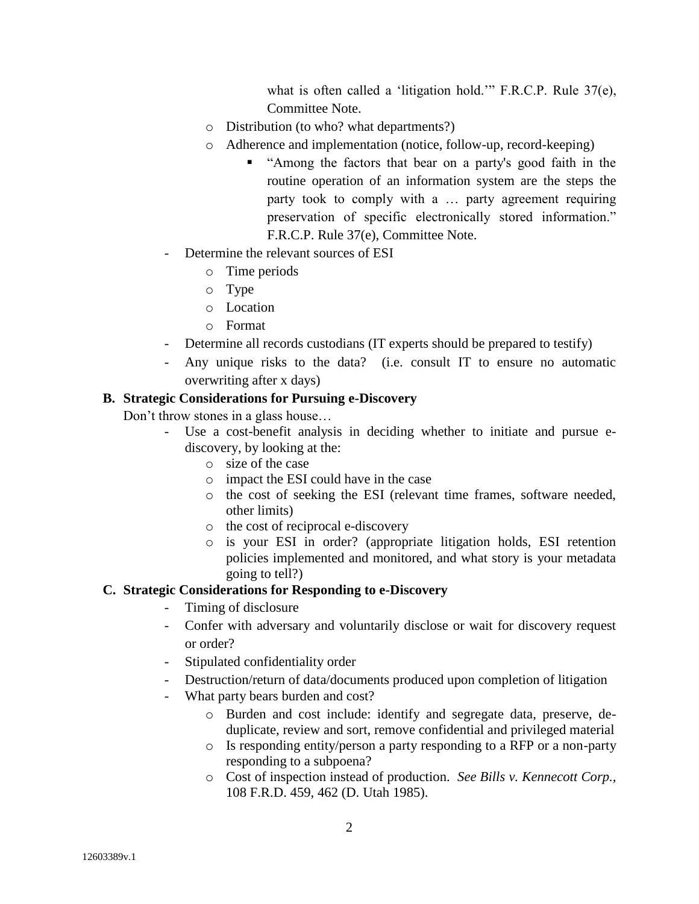what is often called a 'litigation hold.'" F.R.C.P. Rule 37(e), Committee Note.

- Distribution (to who? what departments?)
- Adherence and implementation (notice, follow-up, record-keeping)
  - "Among the factors that bear on a party's good faith in the routine operation of an information system are the steps the party took to comply with a … party agreement requiring preservation of specific electronically stored information." F.R.C.P. Rule 37(e), Committee Note.

- Determine the relevant sources of ESI
  - Time periods
  - Type
  - Location
  - Format
- Determine all records custodians (IT experts should be prepared to testify)
- Any unique risks to the data? (i.e. consult IT to ensure no automatic overwriting after x days)

### B. Strategic Considerations for Pursuing e-Discovery

Don't throw stones in a glass house…

- Use a cost-benefit analysis in deciding whether to initiate and pursue e-discovery, by looking at the:
  - size of the case
  - impact the ESI could have in the case
  - the cost of seeking the ESI (relevant time frames, software needed, other limits)
  - the cost of reciprocal e-discovery
  - is your ESI in order? (appropriate litigation holds, ESI retention policies implemented and monitored, and what story is your metadata going to tell?)

### C. Strategic Considerations for Responding to e-Discovery

- Timing of disclosure
- Confer with adversary and voluntarily disclose or wait for discovery request or order?
- Stipulated confidentiality order
- Destruction/return of data/documents produced upon completion of litigation
- What party bears burden and cost?
  - Burden and cost include: identify and segregate data, preserve, de-duplicate, review and sort, remove confidential and privileged material
  - Is responding entity/person a party responding to a RFP or a non-party responding to a subpoena?
  - Cost of inspection instead of production. *See Bills v. Kennecott Corp.*, 108 F.R.D. 459, 462 (D. Utah 1985).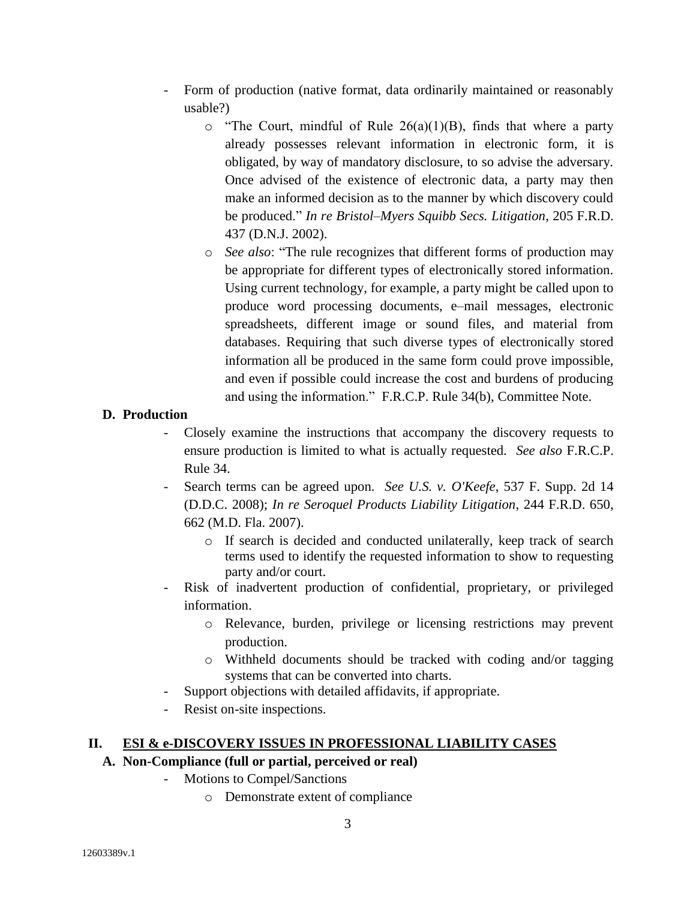- Form of production (native format, data ordinarily maintained or reasonably usable?)
    - "The Court, mindful of Rule 26(a)(1)(B), finds that where a party already possesses relevant information in electronic form, it is obligated, by way of mandatory disclosure, to so advise the adversary. Once advised of the existence of electronic data, a party may then make an informed decision as to the manner by which discovery could be produced." *In re Bristol–Myers Squibb Secs. Litigation*, 205 F.R.D. 437 (D.N.J. 2002).
    - *See also*: "The rule recognizes that different forms of production may be appropriate for different types of electronically stored information. Using current technology, for example, a party might be called upon to produce word processing documents, e–mail messages, electronic spreadsheets, different image or sound files, and material from databases. Requiring that such diverse types of electronically stored information all be produced in the same form could prove impossible, and even if possible could increase the cost and burdens of producing and using the information." F.R.C.P. Rule 34(b), Committee Note.

### D. Production

- Closely examine the instructions that accompany the discovery requests to ensure production is limited to what is actually requested. *See also* F.R.C.P. Rule 34.
- Search terms can be agreed upon. *See U.S. v. O'Keefe*, 537 F. Supp. 2d 14 (D.D.C. 2008); *In re Seroquel Products Liability Litigation*, 244 F.R.D. 650, 662 (M.D. Fla. 2007).
    - If search is decided and conducted unilaterally, keep track of search terms used to identify the requested information to show to requesting party and/or court.
- Risk of inadvertent production of confidential, proprietary, or privileged information.
    - Relevance, burden, privilege or licensing restrictions may prevent production.
    - Withheld documents should be tracked with coding and/or tagging systems that can be converted into charts.
- Support objections with detailed affidavits, if appropriate.
- Resist on-site inspections.

## II. ESI & e-DISCOVERY ISSUES IN PROFESSIONAL LIABILITY CASES

### A. Non-Compliance (full or partial, perceived or real)

- Motions to Compel/Sanctions
    - Demonstrate extent of compliance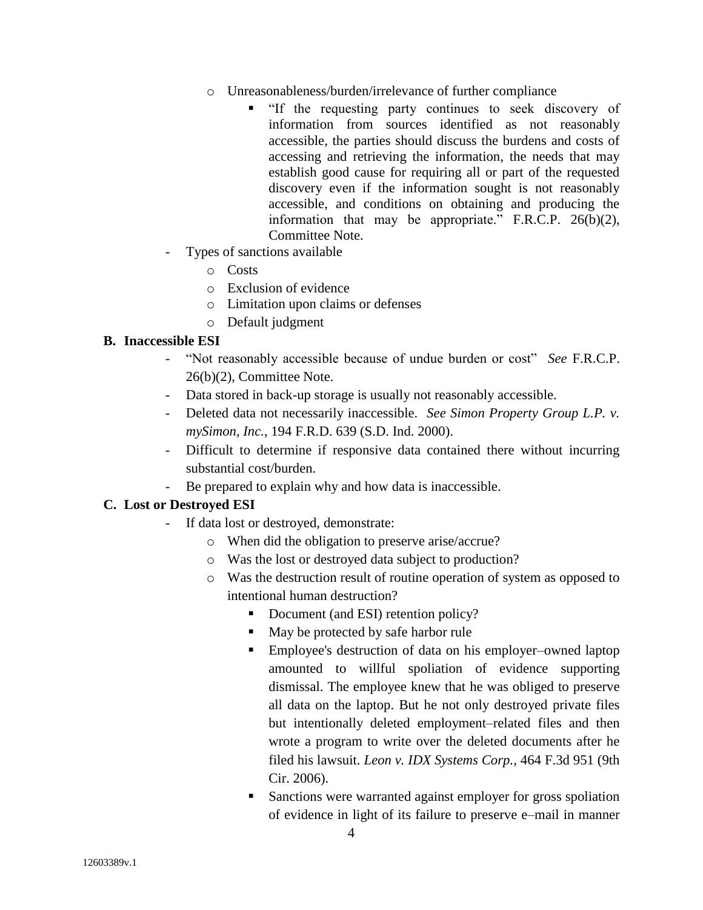- Unreasonableness/burden/irrelevance of further compliance
    - "If the requesting party continues to seek discovery of information from sources identified as not reasonably accessible, the parties should discuss the burdens and costs of accessing and retrieving the information, the needs that may establish good cause for requiring all or part of the requested discovery even if the information sought is not reasonably accessible, and conditions on obtaining and producing the information that may be appropriate." F.R.C.P. 26(b)(2), Committee Note.

- Types of sanctions available
    - Costs
    - Exclusion of evidence
    - Limitation upon claims or defenses
    - Default judgment

**B. Inaccessible ESI**

- "Not reasonably accessible because of undue burden or cost" *See* F.R.C.P. 26(b)(2), Committee Note.
- Data stored in back-up storage is usually not reasonably accessible.
- Deleted data not necessarily inaccessible. *See Simon Property Group L.P. v. mySimon, Inc.*, 194 F.R.D. 639 (S.D. Ind. 2000).
- Difficult to determine if responsive data contained there without incurring substantial cost/burden.
- Be prepared to explain why and how data is inaccessible.

**C. Lost or Destroyed ESI**

- If data lost or destroyed, demonstrate:
    - When did the obligation to preserve arise/accrue?
    - Was the lost or destroyed data subject to production?
    - Was the destruction result of routine operation of system as opposed to intentional human destruction?
        - Document (and ESI) retention policy?
        - May be protected by safe harbor rule
        - Employee's destruction of data on his employer–owned laptop amounted to willful spoliation of evidence supporting dismissal. The employee knew that he was obliged to preserve all data on the laptop. But he not only destroyed private files but intentionally deleted employment–related files and then wrote a program to write over the deleted documents after he filed his lawsuit. *Leon v. IDX Systems Corp.*, 464 F.3d 951 (9th Cir. 2006).
        - Sanctions were warranted against employer for gross spoliation of evidence in light of its failure to preserve e–mail in manner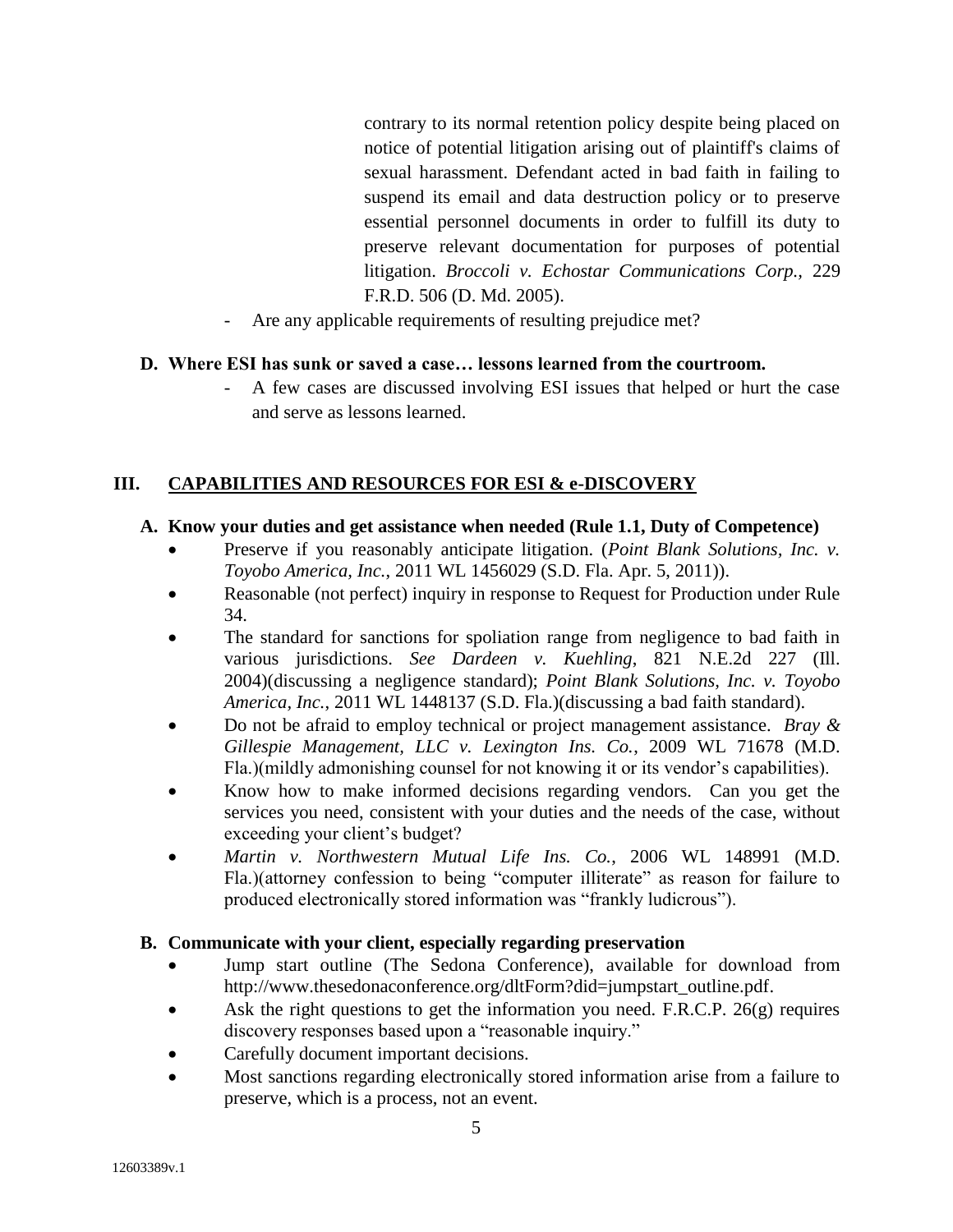contrary to its normal retention policy despite being placed on notice of potential litigation arising out of plaintiff's claims of sexual harassment. Defendant acted in bad faith in failing to suspend its email and data destruction policy or to preserve essential personnel documents in order to fulfill its duty to preserve relevant documentation for purposes of potential litigation. *Broccoli v. Echostar Communications Corp.*, 229 F.R.D. 506 (D. Md. 2005).

- Are any applicable requirements of resulting prejudice met?

### D. Where ESI has sunk or saved a case… lessons learned from the courtroom.

- A few cases are discussed involving ESI issues that helped or hurt the case and serve as lessons learned.

## III. CAPABILITIES AND RESOURCES FOR ESI & e-DISCOVERY

### A. Know your duties and get assistance when needed (Rule 1.1, Duty of Competence)

- Preserve if you reasonably anticipate litigation. (*Point Blank Solutions, Inc. v. Toyobo America, Inc.*, 2011 WL 1456029 (S.D. Fla. Apr. 5, 2011)).
- Reasonable (not perfect) inquiry in response to Request for Production under Rule 34.
- The standard for sanctions for spoliation range from negligence to bad faith in various jurisdictions. *See Dardeen v. Kuehling*, 821 N.E.2d 227 (Ill. 2004)(discussing a negligence standard); *Point Blank Solutions, Inc. v. Toyobo America, Inc.*, 2011 WL 1448137 (S.D. Fla.)(discussing a bad faith standard).
- Do not be afraid to employ technical or project management assistance. *Bray & Gillespie Management, LLC v. Lexington Ins. Co.*, 2009 WL 71678 (M.D. Fla.)(mildly admonishing counsel for not knowing it or its vendor's capabilities).
- Know how to make informed decisions regarding vendors. Can you get the services you need, consistent with your duties and the needs of the case, without exceeding your client's budget?
- *Martin v. Northwestern Mutual Life Ins. Co.*, 2006 WL 148991 (M.D. Fla.)(attorney confession to being "computer illiterate" as reason for failure to produced electronically stored information was "frankly ludicrous").

### B. Communicate with your client, especially regarding preservation

- Jump start outline (The Sedona Conference), available for download from http://www.thesedonaconference.org/dltForm?did=jumpstart_outline.pdf.
- Ask the right questions to get the information you need. F.R.C.P. 26(g) requires discovery responses based upon a "reasonable inquiry."
- Carefully document important decisions.
- Most sanctions regarding electronically stored information arise from a failure to preserve, which is a process, not an event.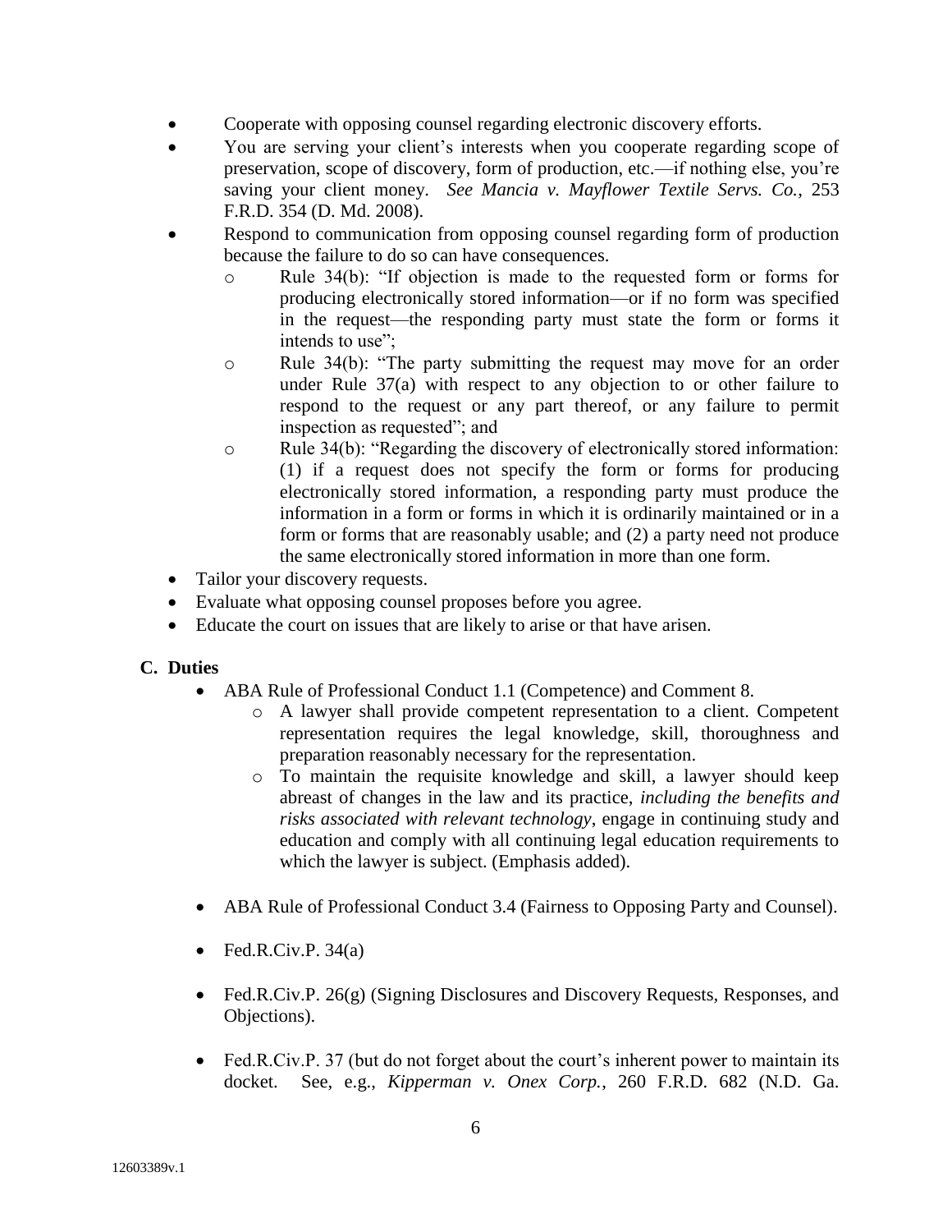- Cooperate with opposing counsel regarding electronic discovery efforts.
- You are serving your client's interests when you cooperate regarding scope of preservation, scope of discovery, form of production, etc.—if nothing else, you're saving your client money. *See Mancia v. Mayflower Textile Servs. Co.*, 253 F.R.D. 354 (D. Md. 2008).
- Respond to communication from opposing counsel regarding form of production because the failure to do so can have consequences.
  - Rule 34(b): "If objection is made to the requested form or forms for producing electronically stored information—or if no form was specified in the request—the responding party must state the form or forms it intends to use";
  - Rule 34(b): "The party submitting the request may move for an order under Rule 37(a) with respect to any objection to or other failure to respond to the request or any part thereof, or any failure to permit inspection as requested"; and
  - Rule 34(b): "Regarding the discovery of electronically stored information: (1) if a request does not specify the form or forms for producing electronically stored information, a responding party must produce the information in a form or forms in which it is ordinarily maintained or in a form or forms that are reasonably usable; and (2) a party need not produce the same electronically stored information in more than one form.
- Tailor your discovery requests.
- Evaluate what opposing counsel proposes before you agree.
- Educate the court on issues that are likely to arise or that have arisen.

## C. Duties

- ABA Rule of Professional Conduct 1.1 (Competence) and Comment 8.
  - A lawyer shall provide competent representation to a client. Competent representation requires the legal knowledge, skill, thoroughness and preparation reasonably necessary for the representation.
  - To maintain the requisite knowledge and skill, a lawyer should keep abreast of changes in the law and its practice, *including the benefits and risks associated with relevant technology*, engage in continuing study and education and comply with all continuing legal education requirements to which the lawyer is subject. (Emphasis added).
- ABA Rule of Professional Conduct 3.4 (Fairness to Opposing Party and Counsel).
- Fed.R.Civ.P. 34(a)
- Fed.R.Civ.P. 26(g) (Signing Disclosures and Discovery Requests, Responses, and Objections).
- Fed.R.Civ.P. 37 (but do not forget about the court's inherent power to maintain its docket. See, e.g., *Kipperman v. Onex Corp.*, 260 F.R.D. 682 (N.D. Ga.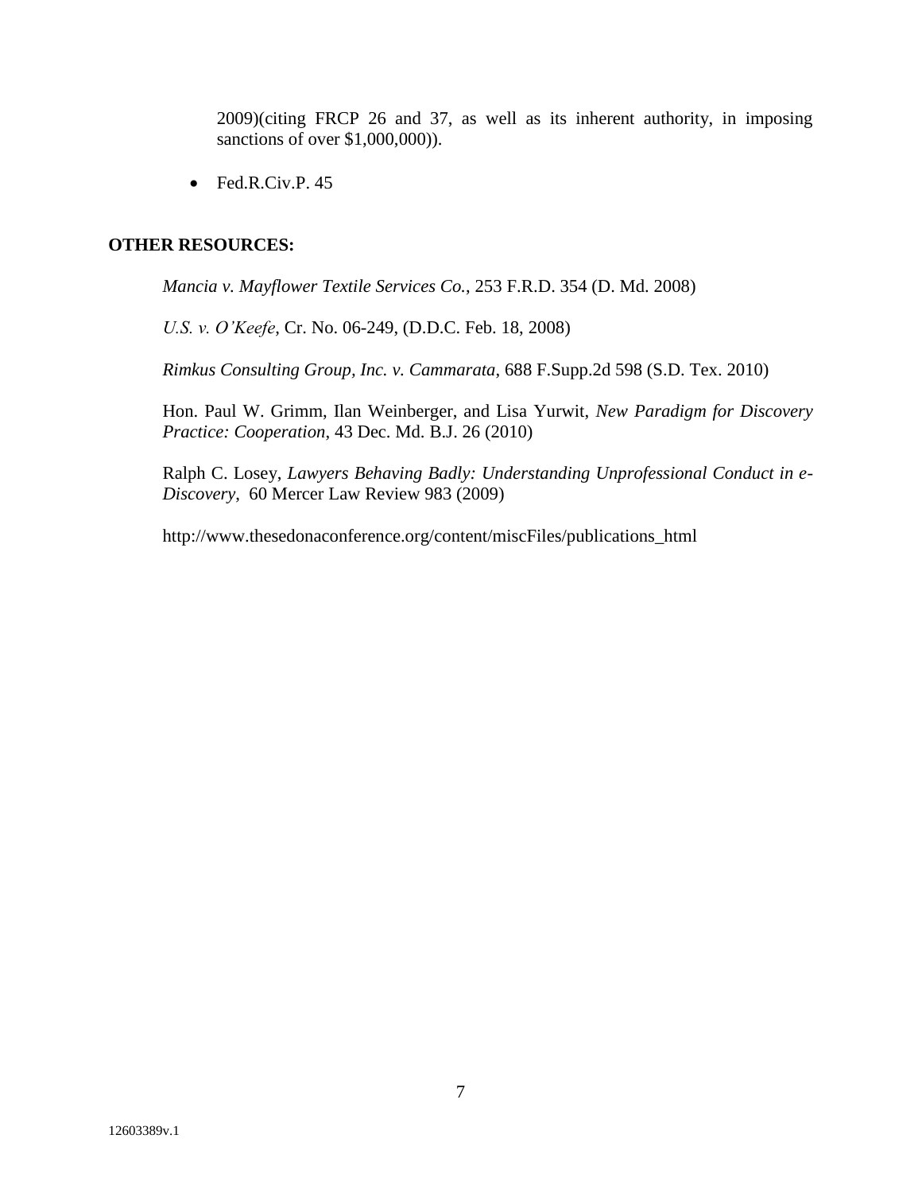2009)(citing FRCP 26 and 37, as well as its inherent authority, in imposing sanctions of over $1,000,000)).

- Fed.R.Civ.P. 45

**OTHER RESOURCES:**

*Mancia v. Mayflower Textile Services Co.*, 253 F.R.D. 354 (D. Md. 2008)

*U.S. v. O'Keefe*, Cr. No. 06-249, (D.D.C. Feb. 18, 2008)

*Rimkus Consulting Group, Inc. v. Cammarata*, 688 F.Supp.2d 598 (S.D. Tex. 2010)

Hon. Paul W. Grimm, Ilan Weinberger, and Lisa Yurwit, *New Paradigm for Discovery Practice: Cooperation*, 43 Dec. Md. B.J. 26 (2010)

Ralph C. Losey, *Lawyers Behaving Badly: Understanding Unprofessional Conduct in e-Discovery*, 60 Mercer Law Review 983 (2009)

http://www.thesedonaconference.org/content/miscFiles/publications_html

12603389v.1